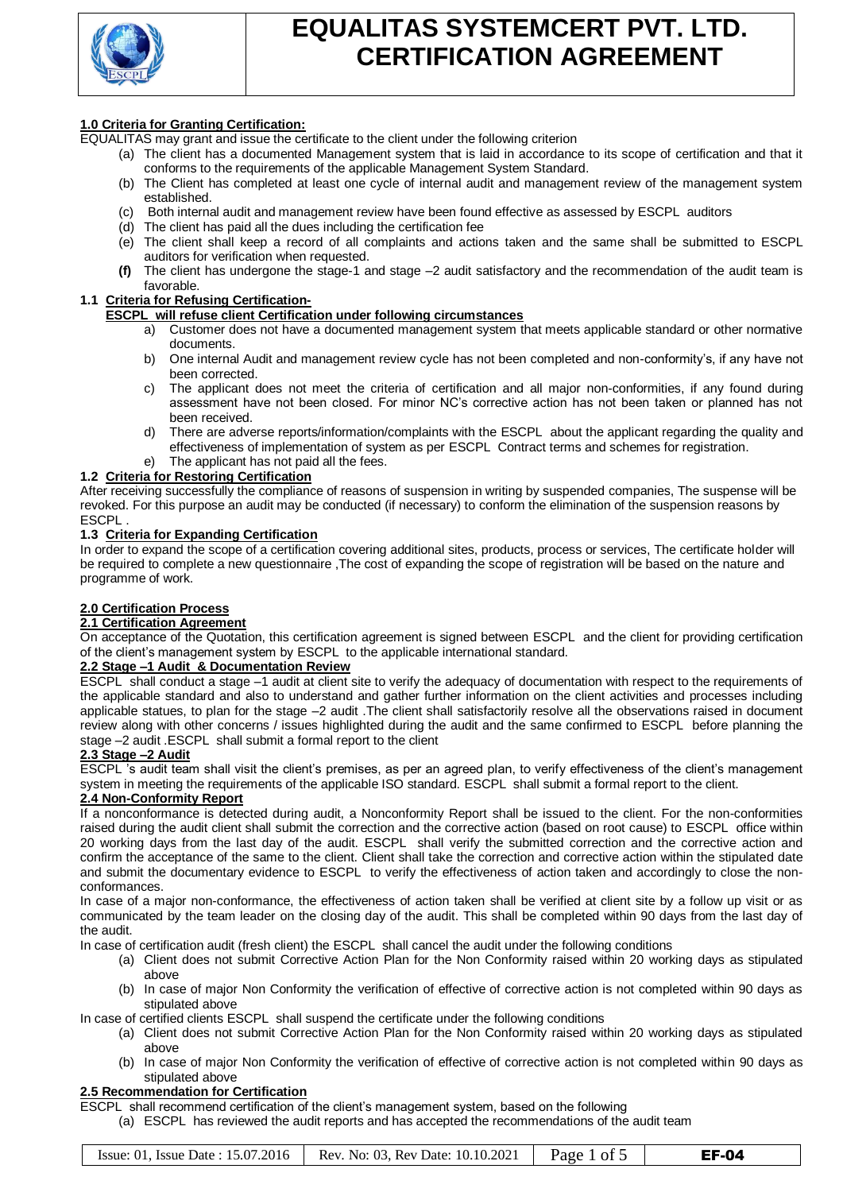# EQUALITAS SYSTEMCERT PVT. LTD.
# CERTIFICATION AGREEMENT

**1.0 Criteria for Granting Certification:**

EQUALITAS may grant and issue the certificate to the client under the following criterion

(a) The client has a documented Management system that is laid in accordance to its scope of certification and that it conforms to the requirements of the applicable Management System Standard.
(b) The Client has completed at least one cycle of internal audit and management review of the management system established.
(c) Both internal audit and management review have been found effective as assessed by ESCPL auditors
(d) The client has paid all the dues including the certification fee
(e) The client shall keep a record of all complaints and actions taken and the same shall be submitted to ESCPL auditors for verification when requested.
**(f)** The client has undergone the stage-1 and stage –2 audit satisfactory and the recommendation of the audit team is favorable.

**1.1 Criteria for Refusing Certification-**

**ESCPL will refuse client Certification under following circumstances**

a) Customer does not have a documented management system that meets applicable standard or other normative documents.
b) One internal Audit and management review cycle has not been completed and non-conformity's, if any have not been corrected.
c) The applicant does not meet the criteria of certification and all major non-conformities, if any found during assessment have not been closed. For minor NC's corrective action has not been taken or planned has not been received.
d) There are adverse reports/information/complaints with the ESCPL about the applicant regarding the quality and effectiveness of implementation of system as per ESCPL Contract terms and schemes for registration.
e) The applicant has not paid all the fees.

**1.2 Criteria for Restoring Certification**

After receiving successfully the compliance of reasons of suspension in writing by suspended companies, The suspense will be revoked. For this purpose an audit may be conducted (if necessary) to conform the elimination of the suspension reasons by ESCPL .

**1.3 Criteria for Expanding Certification**

In order to expand the scope of a certification covering additional sites, products, process or services, The certificate holder will be required to complete a new questionnaire ,The cost of expanding the scope of registration will be based on the nature and programme of work.

**2.0 Certification Process**

**2.1 Certification Agreement**

On acceptance of the Quotation, this certification agreement is signed between ESCPL and the client for providing certification of the client's management system by ESCPL to the applicable international standard.

**2.2 Stage –1 Audit & Documentation Review**

ESCPL shall conduct a stage –1 audit at client site to verify the adequacy of documentation with respect to the requirements of the applicable standard and also to understand and gather further information on the client activities and processes including applicable statues, to plan for the stage –2 audit .The client shall satisfactorily resolve all the observations raised in document review along with other concerns / issues highlighted during the audit and the same confirmed to ESCPL before planning the stage –2 audit .ESCPL shall submit a formal report to the client

**2.3 Stage –2 Audit**

ESCPL 's audit team shall visit the client's premises, as per an agreed plan, to verify effectiveness of the client's management system in meeting the requirements of the applicable ISO standard. ESCPL shall submit a formal report to the client.

**2.4 Non-Conformity Report**

If a nonconformance is detected during audit, a Nonconformity Report shall be issued to the client. For the non-conformities raised during the audit client shall submit the correction and the corrective action (based on root cause) to ESCPL office within 20 working days from the last day of the audit. ESCPL shall verify the submitted correction and the corrective action and confirm the acceptance of the same to the client. Client shall take the correction and corrective action within the stipulated date and submit the documentary evidence to ESCPL to verify the effectiveness of action taken and accordingly to close the non-conformances.

In case of a major non-conformance, the effectiveness of action taken shall be verified at client site by a follow up visit or as communicated by the team leader on the closing day of the audit. This shall be completed within 90 days from the last day of the audit.

In case of certification audit (fresh client) the ESCPL shall cancel the audit under the following conditions

(a) Client does not submit Corrective Action Plan for the Non Conformity raised within 20 working days as stipulated above
(b) In case of major Non Conformity the verification of effective of corrective action is not completed within 90 days as stipulated above

In case of certified clients ESCPL shall suspend the certificate under the following conditions

(a) Client does not submit Corrective Action Plan for the Non Conformity raised within 20 working days as stipulated above
(b) In case of major Non Conformity the verification of effective of corrective action is not completed within 90 days as stipulated above

**2.5 Recommendation for Certification**

ESCPL shall recommend certification of the client's management system, based on the following

(a) ESCPL has reviewed the audit reports and has accepted the recommendations of the audit team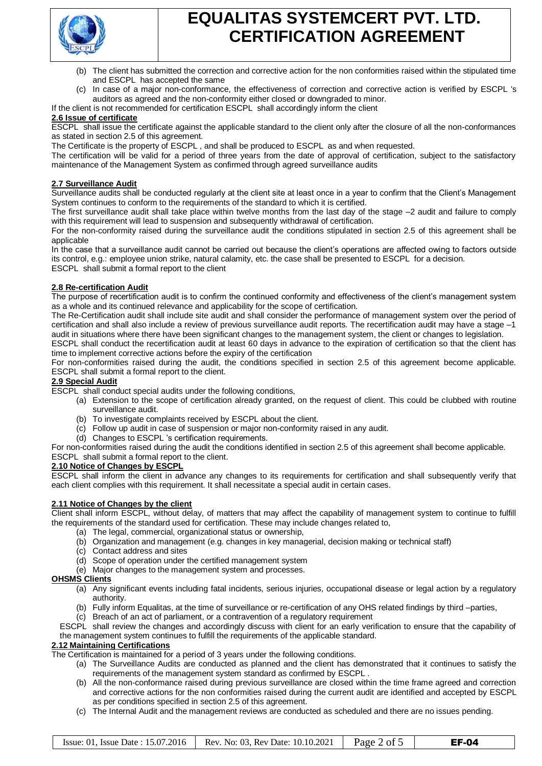(b) The client has submitted the correction and corrective action for the non conformities raised within the stipulated time and ESCPL has accepted the same

(c) In case of a major non-conformance, the effectiveness of correction and corrective action is verified by ESCPL 's auditors as agreed and the non-conformity either closed or downgraded to minor.

If the client is not recommended for certification ESCPL shall accordingly inform the client

**2.6 Issue of certificate**

ESCPL shall issue the certificate against the applicable standard to the client only after the closure of all the non-conformances as stated in section 2.5 of this agreement.

The Certificate is the property of ESCPL , and shall be produced to ESCPL as and when requested.

The certification will be valid for a period of three years from the date of approval of certification, subject to the satisfactory maintenance of the Management System as confirmed through agreed surveillance audits

**2.7 Surveillance Audit**

Surveillance audits shall be conducted regularly at the client site at least once in a year to confirm that the Client's Management System continues to conform to the requirements of the standard to which it is certified.

The first surveillance audit shall take place within twelve months from the last day of the stage –2 audit and failure to comply with this requirement will lead to suspension and subsequently withdrawal of certification.

For the non-conformity raised during the surveillance audit the conditions stipulated in section 2.5 of this agreement shall be applicable

In the case that a surveillance audit cannot be carried out because the client's operations are affected owing to factors outside its control, e.g.: employee union strike, natural calamity, etc. the case shall be presented to ESCPL for a decision.

ESCPL shall submit a formal report to the client

**2.8 Re-certification Audit**

The purpose of recertification audit is to confirm the continued conformity and effectiveness of the client's management system as a whole and its continued relevance and applicability for the scope of certification.

The Re-Certification audit shall include site audit and shall consider the performance of management system over the period of certification and shall also include a review of previous surveillance audit reports. The recertification audit may have a stage –1 audit in situations where there have been significant changes to the management system, the client or changes to legislation.

ESCPL shall conduct the recertification audit at least 60 days in advance to the expiration of certification so that the client has time to implement corrective actions before the expiry of the certification

For non-conformities raised during the audit, the conditions specified in section 2.5 of this agreement become applicable.

ESCPL shall submit a formal report to the client.

**2.9 Special Audit**

ESCPL shall conduct special audits under the following conditions,

(a) Extension to the scope of certification already granted, on the request of client. This could be clubbed with routine surveillance audit.

(b) To investigate complaints received by ESCPL about the client.

(c) Follow up audit in case of suspension or major non-conformity raised in any audit.

(d) Changes to ESCPL 's certification requirements.

For non-conformities raised during the audit the conditions identified in section 2.5 of this agreement shall become applicable.

ESCPL shall submit a formal report to the client.

**2.10 Notice of Changes by ESCPL**

ESCPL shall inform the client in advance any changes to its requirements for certification and shall subsequently verify that each client complies with this requirement. It shall necessitate a special audit in certain cases.

**2.11 Notice of Changes by the client**

Client shall inform ESCPL, without delay, of matters that may affect the capability of management system to continue to fulfill the requirements of the standard used for certification. These may include changes related to,

(a) The legal, commercial, organizational status or ownership,

(b) Organization and management (e.g. changes in key managerial, decision making or technical staff)

(c) Contact address and sites

(d) Scope of operation under the certified management system

(e) Major changes to the management system and processes.

**OHSMS Clients**

(a) Any significant events including fatal incidents, serious injuries, occupational disease or legal action by a regulatory authority.

(b) Fully inform Equalitas, at the time of surveillance or re-certification of any OHS related findings by third –parties,

(c) Breach of an act of parliament, or a contravention of a regulatory requirement

ESCPL shall review the changes and accordingly discuss with client for an early verification to ensure that the capability of the management system continues to fulfill the requirements of the applicable standard.

**2.12 Maintaining Certifications**

The Certification is maintained for a period of 3 years under the following conditions.

(a) The Surveillance Audits are conducted as planned and the client has demonstrated that it continues to satisfy the requirements of the management system standard as confirmed by ESCPL .

(b) All the non-conformance raised during previous surveillance are closed within the time frame agreed and correction and corrective actions for the non conformities raised during the current audit are identified and accepted by ESCPL as per conditions specified in section 2.5 of this agreement.

(c) The Internal Audit and the management reviews are conducted as scheduled and there are no issues pending.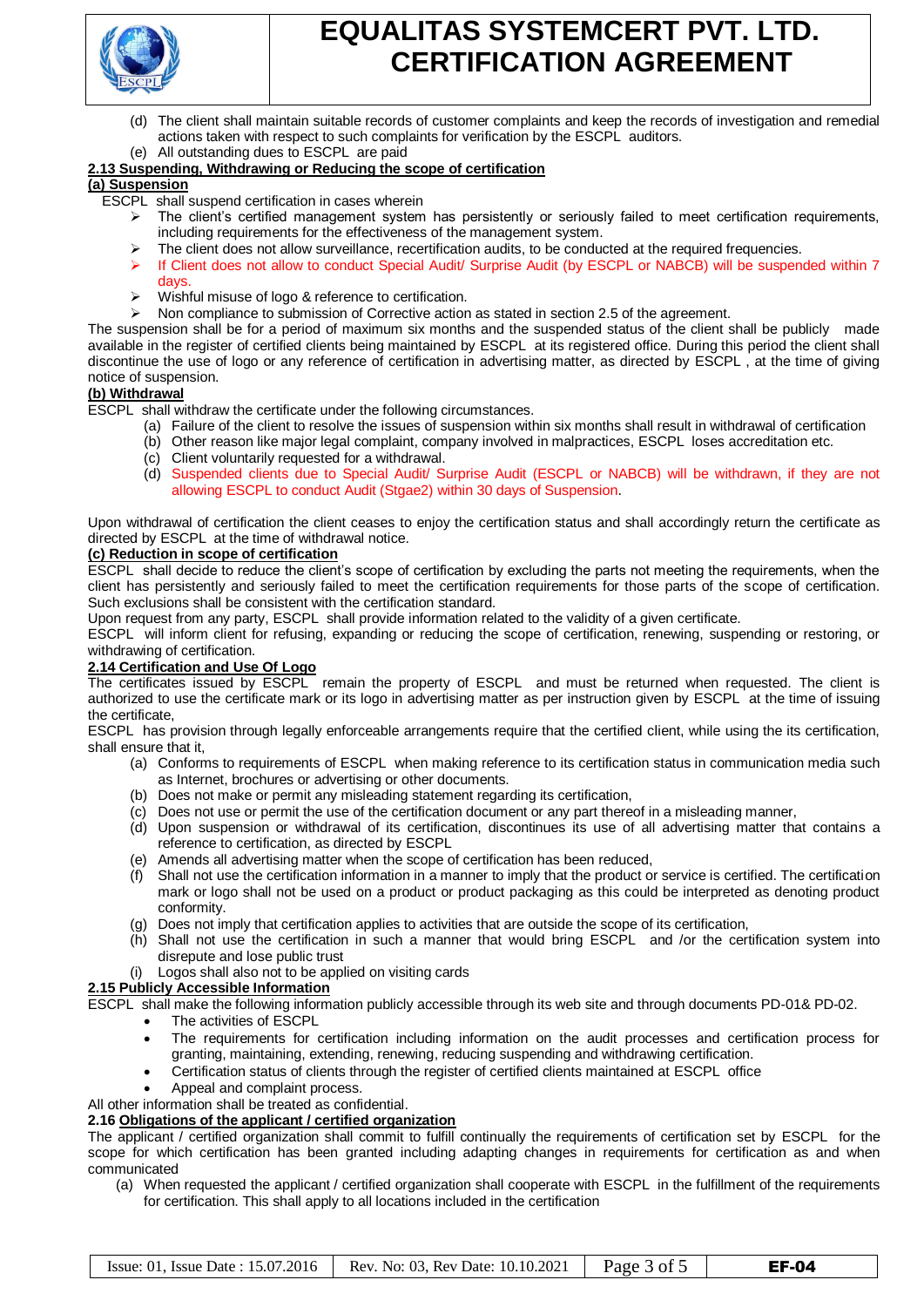(d) The client shall maintain suitable records of customer complaints and keep the records of investigation and remedial actions taken with respect to such complaints for verification by the ESCPL auditors.

(e) All outstanding dues to ESCPL are paid

**2.13 Suspending, Withdrawing or Reducing the scope of certification**

**(a) Suspension**

ESCPL shall suspend certification in cases wherein

- The client's certified management system has persistently or seriously failed to meet certification requirements, including requirements for the effectiveness of the management system.
- The client does not allow surveillance, recertification audits, to be conducted at the required frequencies.
- If Client does not allow to conduct Special Audit/ Surprise Audit (by ESCPL or NABCB) will be suspended within 7 days.
- Wishful misuse of logo & reference to certification.
- Non compliance to submission of Corrective action as stated in section 2.5 of the agreement.

The suspension shall be for a period of maximum six months and the suspended status of the client shall be publicly made available in the register of certified clients being maintained by ESCPL at its registered office. During this period the client shall discontinue the use of logo or any reference of certification in advertising matter, as directed by ESCPL , at the time of giving notice of suspension.

**(b) Withdrawal**

ESCPL shall withdraw the certificate under the following circumstances.

(a) Failure of the client to resolve the issues of suspension within six months shall result in withdrawal of certification

(b) Other reason like major legal complaint, company involved in malpractices, ESCPL loses accreditation etc.

(c) Client voluntarily requested for a withdrawal.

(d) Suspended clients due to Special Audit/ Surprise Audit (ESCPL or NABCB) will be withdrawn, if they are not allowing ESCPL to conduct Audit (Stgae2) within 30 days of Suspension.

Upon withdrawal of certification the client ceases to enjoy the certification status and shall accordingly return the certificate as directed by ESCPL at the time of withdrawal notice.

**(c) Reduction in scope of certification**

ESCPL shall decide to reduce the client's scope of certification by excluding the parts not meeting the requirements, when the client has persistently and seriously failed to meet the certification requirements for those parts of the scope of certification. Such exclusions shall be consistent with the certification standard.

Upon request from any party, ESCPL shall provide information related to the validity of a given certificate.

ESCPL will inform client for refusing, expanding or reducing the scope of certification, renewing, suspending or restoring, or withdrawing of certification.

**2.14 Certification and Use Of Logo**

The certificates issued by ESCPL remain the property of ESCPL and must be returned when requested. The client is authorized to use the certificate mark or its logo in advertising matter as per instruction given by ESCPL at the time of issuing the certificate,

ESCPL has provision through legally enforceable arrangements require that the certified client, while using the its certification, shall ensure that it,

(a) Conforms to requirements of ESCPL when making reference to its certification status in communication media such as Internet, brochures or advertising or other documents.

(b) Does not make or permit any misleading statement regarding its certification,

(c) Does not use or permit the use of the certification document or any part thereof in a misleading manner,

(d) Upon suspension or withdrawal of its certification, discontinues its use of all advertising matter that contains a reference to certification, as directed by ESCPL

(e) Amends all advertising matter when the scope of certification has been reduced,

(f) Shall not use the certification information in a manner to imply that the product or service is certified. The certification mark or logo shall not be used on a product or product packaging as this could be interpreted as denoting product conformity.

(g) Does not imply that certification applies to activities that are outside the scope of its certification,

(h) Shall not use the certification in such a manner that would bring ESCPL and /or the certification system into disrepute and lose public trust

(i) Logos shall also not to be applied on visiting cards

**2.15 Publicly Accessible Information**

ESCPL shall make the following information publicly accessible through its web site and through documents PD-01& PD-02.

- The activities of ESCPL
- The requirements for certification including information on the audit processes and certification process for granting, maintaining, extending, renewing, reducing suspending and withdrawing certification.
- Certification status of clients through the register of certified clients maintained at ESCPL office
- Appeal and complaint process.

All other information shall be treated as confidential.

**2.16 Obligations of the applicant / certified organization**

The applicant / certified organization shall commit to fulfill continually the requirements of certification set by ESCPL for the scope for which certification has been granted including adapting changes in requirements for certification as and when communicated

(a) When requested the applicant / certified organization shall cooperate with ESCPL in the fulfillment of the requirements for certification. This shall apply to all locations included in the certification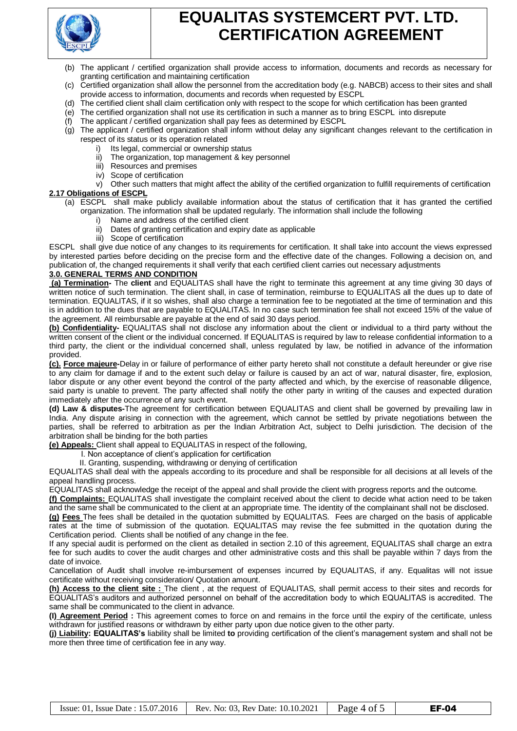(b) The applicant / certified organization shall provide access to information, documents and records as necessary for granting certification and maintaining certification

(c) Certified organization shall allow the personnel from the accreditation body (e.g. NABCB) access to their sites and shall provide access to information, documents and records when requested by ESCPL

(d) The certified client shall claim certification only with respect to the scope for which certification has been granted

(e) The certified organization shall not use its certification in such a manner as to bring ESCPL into disrepute

(f) The applicant / certified organization shall pay fees as determined by ESCPL

(g) The applicant / certified organization shall inform without delay any significant changes relevant to the certification in respect of its status or its operation related

  i) Its legal, commercial or ownership status
  ii) The organization, top management & key personnel
  iii) Resources and premises
  iv) Scope of certification
  v) Other such matters that might affect the ability of the certified organization to fulfill requirements of certification

**2.17 Obligations of ESCPL**

(a) ESCPL shall make publicly available information about the status of certification that it has granted the certified organization. The information shall be updated regularly. The information shall include the following

  i) Name and address of the certified client
  ii) Dates of granting certification and expiry date as applicable
  iii) Scope of certification

ESCPL shall give due notice of any changes to its requirements for certification. It shall take into account the views expressed by interested parties before deciding on the precise form and the effective date of the changes. Following a decision on, and publication of, the changed requirements it shall verify that each certified client carries out necessary adjustments

**3.0. GENERAL TERMS AND CONDITION**

**(a) Termination-** The **client** and EQUALITAS shall have the right to terminate this agreement at any time giving 30 days of written notice of such termination. The client shall, in case of termination, reimburse to EQUALITAS all the dues up to date of termination. EQUALITAS, if it so wishes, shall also charge a termination fee to be negotiated at the time of termination and this is in addition to the dues that are payable to EQUALITAS. In no case such termination fee shall not exceed 15% of the value of the agreement. All reimbursable are payable at the end of said 30 days period.

**(b) Confidentiality-** EQUALITAS shall not disclose any information about the client or individual to a third party without the written consent of the client or the individual concerned. If EQUALITAS is required by law to release confidential information to a third party, the client or the individual concerned shall, unless regulated by law, be notified in advance of the information provided.

**(c). Force majeure-**Delay in or failure of performance of either party hereto shall not constitute a default hereunder or give rise to any claim for damage if and to the extent such delay or failure is caused by an act of war, natural disaster, fire, explosion, labor dispute or any other event beyond the control of the party affected and which, by the exercise of reasonable diligence, said party is unable to prevent. The party affected shall notify the other party in writing of the causes and expected duration immediately after the occurrence of any such event.

**(d) Law & disputes-**The agreement for certification between EQUALITAS and client shall be governed by prevailing law in India. Any dispute arising in connection with the agreement, which cannot be settled by private negotiations between the parties, shall be referred to arbitration as per the Indian Arbitration Act, subject to Delhi jurisdiction. The decision of the arbitration shall be binding for the both parties

**(e) Appeals:** Client shall appeal to EQUALITAS in respect of the following,

  I. Non acceptance of client's application for certification
  II. Granting, suspending, withdrawing or denying of certification

EQUALITAS shall deal with the appeals according to its procedure and shall be responsible for all decisions at all levels of the appeal handling process.

EQUALITAS shall acknowledge the receipt of the appeal and shall provide the client with progress reports and the outcome.

**(f) Complaints:** EQUALITAS shall investigate the complaint received about the client to decide what action need to be taken and the same shall be communicated to the client at an appropriate time. The identity of the complainant shall not be disclosed.

**(g) Fees** The fees shall be detailed in the quotation submitted by EQUALITAS. Fees are charged on the basis of applicable rates at the time of submission of the quotation. EQUALITAS may revise the fee submitted in the quotation during the Certification period. Clients shall be notified of any change in the fee.

If any special audit is performed on the client as detailed in section 2.10 of this agreement, EQUALITAS shall charge an extra fee for such audits to cover the audit charges and other administrative costs and this shall be payable within 7 days from the date of invoice.

Cancellation of Audit shall involve re-imbursement of expenses incurred by EQUALITAS, if any. Equalitas will not issue certificate without receiving consideration/ Quotation amount.

**(h) Access to the client site :** The client , at the request of EQUALITAS, shall permit access to their sites and records for EQUALITAS's auditors and authorized personnel on behalf of the accreditation body to which EQUALITAS is accredited. The same shall be communicated to the client in advance.

**(I) Agreement Period :** This agreement comes to force on and remains in the force until the expiry of the certificate, unless withdrawn for justified reasons or withdrawn by either party upon due notice given to the other party.

**(j) Liability: EQUALITAS's** liability shall be limited **to** providing certification of the client's management system and shall not be more then three time of certification fee in any way.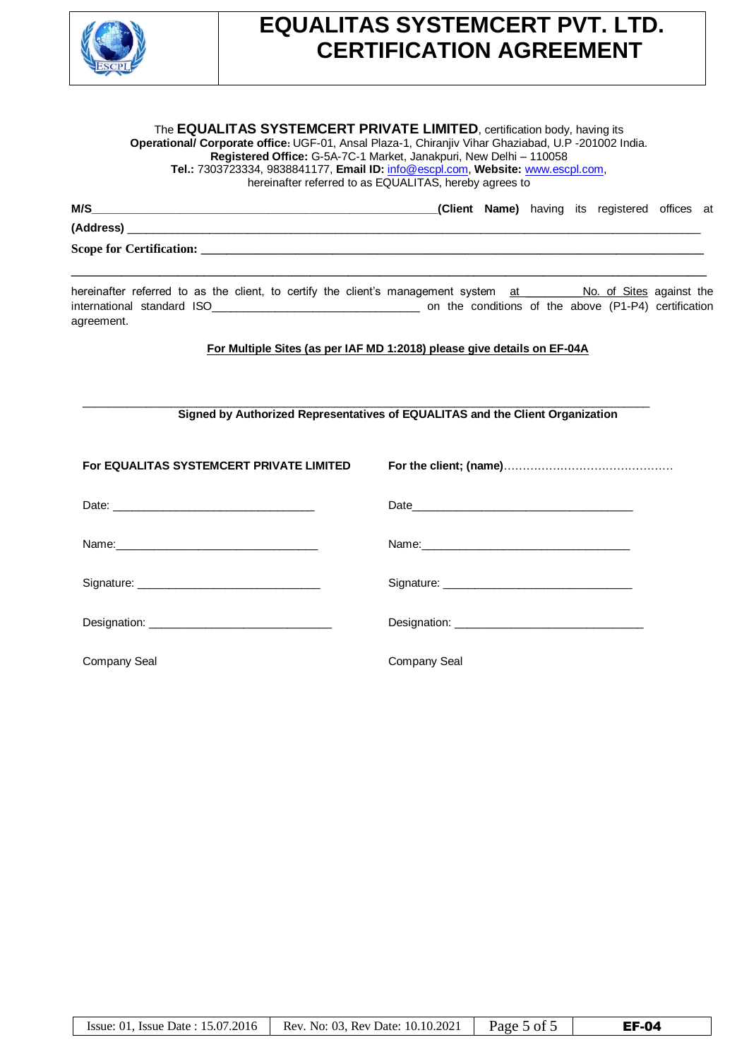# EQUALITAS SYSTEMCERT PVT. LTD.
# CERTIFICATION AGREEMENT

The **EQUALITAS SYSTEMCERT PRIVATE LIMITED**, certification body, having its
**Operational/ Corporate office:** UGF-01, Ansal Plaza-1, Chiranjiv Vihar Ghaziabad, U.P -201002 India.
**Registered Office:** G-5A-7C-1 Market, Janakpuri, New Delhi – 110058
**Tel.:** 7303723334, 9838841177, **Email ID:** info@escpl.com, **Website:** www.escpl.com,
hereinafter referred to as EQUALITAS, hereby agrees to

**M/S**______________________________________________________**(Client Name)** having its registered offices at
**(Address)** ______________________________________________________________________________________
**Scope for Certification:** ______________________________________________________________________________
______________________________________________________________________________________________

hereinafter referred to as the client, to certify the client's management system at __________ No. of Sites against the international standard ISO________________________________ on the conditions of the above (P1-P4) certification agreement.

**For Multiple Sites (as per IAF MD 1:2018) please give details on EF-04A**

______________________________________________________________________________________
**Signed by Authorized Representatives of EQUALITAS and the Client Organization**

| **For EQUALITAS SYSTEMCERT PRIVATE LIMITED** | **For the client; (name)**…………………………………… |
|---|---|
| Date: ________________________________ | Date___________________________________ |
| Name:________________________________ | Name:_________________________________ |
| Signature: ____________________________ | Signature: _____________________________ |
| Designation: ____________________________ | Designation: ______________________________ |
| Company Seal | Company Seal |

| | | | |
|---|---|---|---|
| Issue: 01, Issue Date : 15.07.2016 | Rev. No: 03, Rev Date: 10.10.2021 | Page 5 of 5 | **EF-04** |